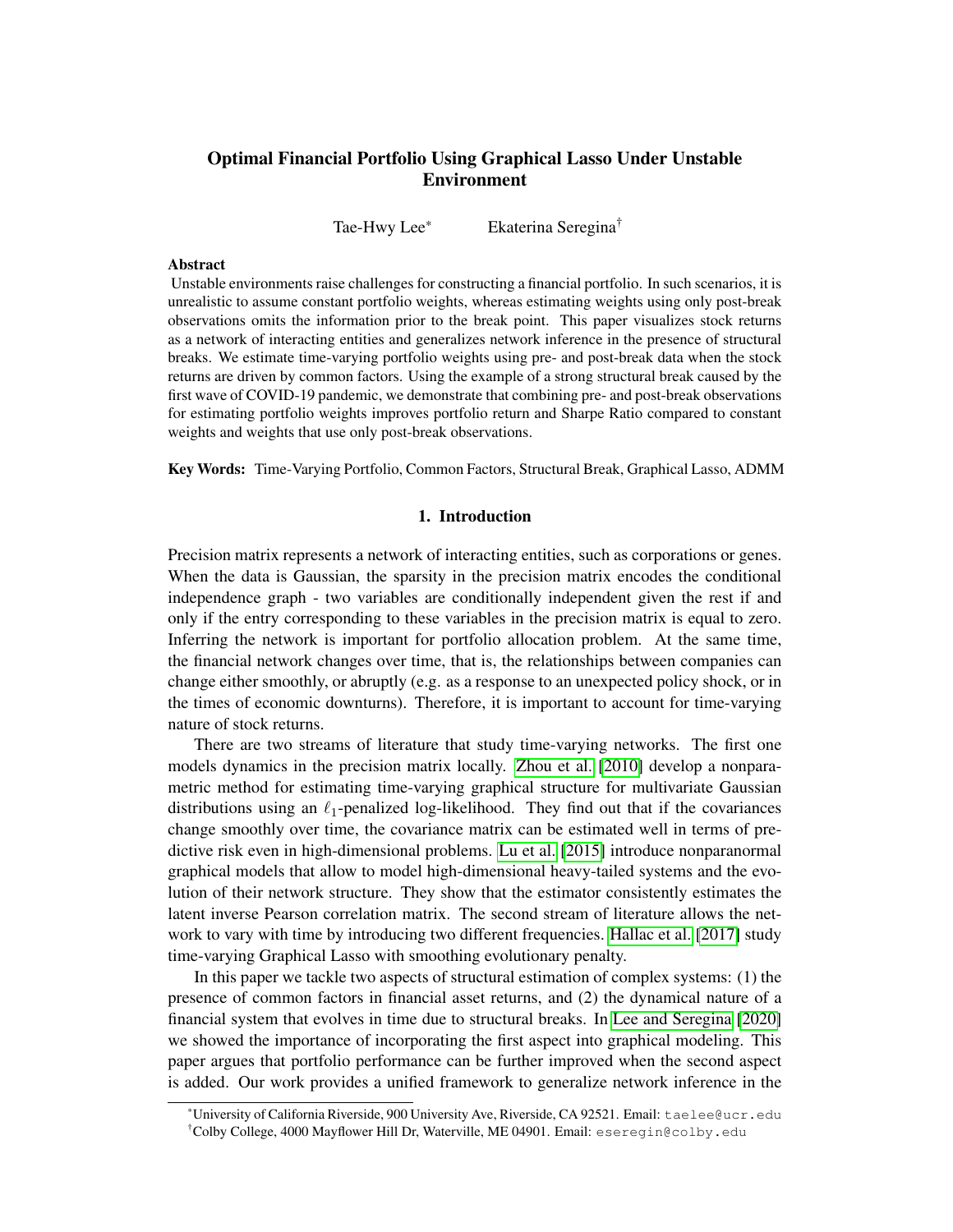# Optimal Financial Portfolio Using Graphical Lasso Under Unstable Environment

Tae-Hwy Lee[*] Ekaterina Seregina[†]

### Abstract

Unstable environments raise challenges for constructing a financial portfolio. In such scenarios, it is unrealistic to assume constant portfolio weights, whereas estimating weights using only post-break observations omits the information prior to the break point. This paper visualizes stock returns as a network of interacting entities and generalizes network inference in the presence of structural breaks. We estimate time-varying portfolio weights using pre- and post-break data when the stock returns are driven by common factors. Using the example of a strong structural break caused by the first wave of COVID-19 pandemic, we demonstrate that combining pre- and post-break observations for estimating portfolio weights improves portfolio return and Sharpe Ratio compared to constant weights and weights that use only post-break observations.

**Key Words:** Time-Varying Portfolio, Common Factors, Structural Break, Graphical Lasso, ADMM

## 1. Introduction

Precision matrix represents a network of interacting entities, such as corporations or genes. When the data is Gaussian, the sparsity in the precision matrix encodes the conditional independence graph - two variables are conditionally independent given the rest if and only if the entry corresponding to these variables in the precision matrix is equal to zero. Inferring the network is important for portfolio allocation problem. At the same time, the financial network changes over time, that is, the relationships between companies can change either smoothly, or abruptly (e.g. as a response to an unexpected policy shock, or in the times of economic downturns). Therefore, it is important to account for time-varying nature of stock returns.

There are two streams of literature that study time-varying networks. The first one models dynamics in the precision matrix locally. Zhou et al. [2010] develop a nonparametric method for estimating time-varying graphical structure for multivariate Gaussian distributions using an $\ell_1$-penalized log-likelihood. They find out that if the covariances change smoothly over time, the covariance matrix can be estimated well in terms of predictive risk even in high-dimensional problems. Lu et al. [2015] introduce nonparanormal graphical models that allow to model high-dimensional heavy-tailed systems and the evolution of their network structure. They show that the estimator consistently estimates the latent inverse Pearson correlation matrix. The second stream of literature allows the network to vary with time by introducing two different frequencies. Hallac et al. [2017] study time-varying Graphical Lasso with smoothing evolutionary penalty.

In this paper we tackle two aspects of structural estimation of complex systems: (1) the presence of common factors in financial asset returns, and (2) the dynamical nature of a financial system that evolves in time due to structural breaks. In Lee and Seregina [2020] we showed the importance of incorporating the first aspect into graphical modeling. This paper argues that portfolio performance can be further improved when the second aspect is added. Our work provides a unified framework to generalize network inference in the

---

[*]University of California Riverside, 900 University Ave, Riverside, CA 92521. Email: taelee@ucr.edu

[†]Colby College, 4000 Mayflower Hill Dr, Waterville, ME 04901. Email: eseregin@colby.edu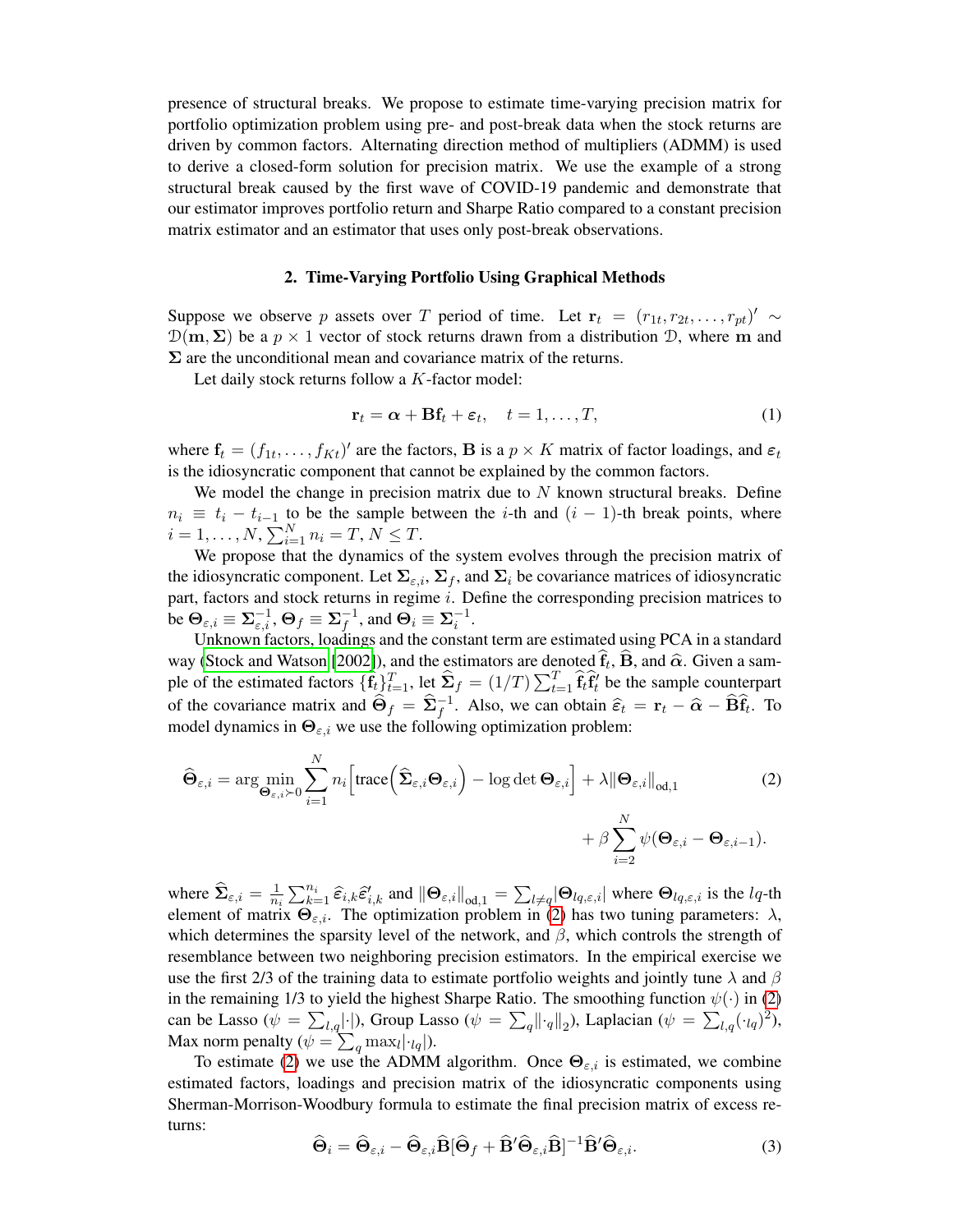presence of structural breaks. We propose to estimate time-varying precision matrix for portfolio optimization problem using pre- and post-break data when the stock returns are driven by common factors. Alternating direction method of multipliers (ADMM) is used to derive a closed-form solution for precision matrix. We use the example of a strong structural break caused by the first wave of COVID-19 pandemic and demonstrate that our estimator improves portfolio return and Sharpe Ratio compared to a constant precision matrix estimator and an estimator that uses only post-break observations.

## 2. Time-Varying Portfolio Using Graphical Methods

Suppose we observe $p$ assets over $T$ period of time. Let $\mathbf{r}_t = (r_{1t}, r_{2t}, \ldots, r_{pt})' \sim \mathcal{D}(\mathbf{m}, \boldsymbol{\Sigma})$ be a $p \times 1$ vector of stock returns drawn from a distribution $\mathcal{D}$, where $\mathbf{m}$ and $\boldsymbol{\Sigma}$ are the unconditional mean and covariance matrix of the returns.

Let daily stock returns follow a $K$-factor model:

$$\mathbf{r}_t = \boldsymbol{\alpha} + \mathbf{B}\mathbf{f}_t + \boldsymbol{\varepsilon}_t, \quad t = 1, \ldots, T, \tag{1}$$

where $\mathbf{f}_t = (f_{1t}, \ldots, f_{Kt})'$ are the factors, $\mathbf{B}$ is a $p \times K$ matrix of factor loadings, and $\boldsymbol{\varepsilon}_t$ is the idiosyncratic component that cannot be explained by the common factors.

We model the change in precision matrix due to $N$ known structural breaks. Define $n_i \equiv t_i - t_{i-1}$ to be the sample between the $i$-th and $(i-1)$-th break points, where $i = 1, \ldots, N$, $\sum_{i=1}^{N} n_i = T$, $N \leq T$.

We propose that the dynamics of the system evolves through the precision matrix of the idiosyncratic component. Let $\boldsymbol{\Sigma}_{\varepsilon,i}$, $\boldsymbol{\Sigma}_f$, and $\boldsymbol{\Sigma}_i$ be covariance matrices of idiosyncratic part, factors and stock returns in regime $i$. Define the corresponding precision matrices to be $\boldsymbol{\Theta}_{\varepsilon,i} \equiv \boldsymbol{\Sigma}_{\varepsilon,i}^{-1}$, $\boldsymbol{\Theta}_f \equiv \boldsymbol{\Sigma}_f^{-1}$, and $\boldsymbol{\Theta}_i \equiv \boldsymbol{\Sigma}_i^{-1}$.

Unknown factors, loadings and the constant term are estimated using PCA in a standard way (Stock and Watson [2002]), and the estimators are denoted $\widehat{\mathbf{f}}_t$, $\widehat{\mathbf{B}}$, and $\widehat{\boldsymbol{\alpha}}$. Given a sample of the estimated factors $\{\widehat{\mathbf{f}}_t\}_{t=1}^{T}$, let $\widehat{\boldsymbol{\Sigma}}_f = (1/T)\sum_{t=1}^{T} \widehat{\mathbf{f}}_t \widehat{\mathbf{f}}_t'$ be the sample counterpart of the covariance matrix and $\widehat{\boldsymbol{\Theta}}_f = \widehat{\boldsymbol{\Sigma}}_f^{-1}$. Also, we can obtain $\widehat{\varepsilon}_t = \mathbf{r}_t - \widehat{\boldsymbol{\alpha}} - \widehat{\mathbf{B}}\widehat{\mathbf{f}}_t$. To model dynamics in $\boldsymbol{\Theta}_{\varepsilon,i}$ we use the following optimization problem:

$$\widehat{\boldsymbol{\Theta}}_{\varepsilon,i} = \arg\min_{\boldsymbol{\Theta}_{\varepsilon,i} \succ 0} \sum_{i=1}^{N} n_i \Big[\mathrm{trace}\Big(\widehat{\boldsymbol{\Sigma}}_{\varepsilon,i}\boldsymbol{\Theta}_{\varepsilon,i}\Big) - \log\det \boldsymbol{\Theta}_{\varepsilon,i}\Big] + \lambda \|\boldsymbol{\Theta}_{\varepsilon,i}\|_{\mathrm{od},1} + \beta \sum_{i=2}^{N} \psi(\boldsymbol{\Theta}_{\varepsilon,i} - \boldsymbol{\Theta}_{\varepsilon,i-1}). \tag{2}$$

where $\widehat{\boldsymbol{\Sigma}}_{\varepsilon,i} = \frac{1}{n_i}\sum_{k=1}^{n_i} \widehat{\varepsilon}_{i,k}\widehat{\varepsilon}_{i,k}'$ and $\|\boldsymbol{\Theta}_{\varepsilon,i}\|_{\mathrm{od},1} = \sum_{l \neq q} |\boldsymbol{\Theta}_{lq,\varepsilon,i}|$ where $\boldsymbol{\Theta}_{lq,\varepsilon,i}$ is the $lq$-th element of matrix $\boldsymbol{\Theta}_{\varepsilon,i}$. The optimization problem in (2) has two tuning parameters: $\lambda$, which determines the sparsity level of the network, and $\beta$, which controls the strength of resemblance between two neighboring precision estimators. In the empirical exercise we use the first 2/3 of the training data to estimate portfolio weights and jointly tune $\lambda$ and $\beta$ in the remaining 1/3 to yield the highest Sharpe Ratio. The smoothing function $\psi(\cdot)$ in (2) can be Lasso ($\psi = \sum_{l,q} |\cdot|$), Group Lasso ($\psi = \sum_q \|\cdot_q\|_2$), Laplacian ($\psi = \sum_{l,q} (\cdot_{lq})^2$), Max norm penalty ($\psi = \sum_q \max_l |\cdot_{lq}|$).

To estimate (2) we use the ADMM algorithm. Once $\boldsymbol{\Theta}_{\varepsilon,i}$ is estimated, we combine estimated factors, loadings and precision matrix of the idiosyncratic components using Sherman-Morrison-Woodbury formula to estimate the final precision matrix of excess returns:

$$\widehat{\boldsymbol{\Theta}}_i = \widehat{\boldsymbol{\Theta}}_{\varepsilon,i} - \widehat{\boldsymbol{\Theta}}_{\varepsilon,i}\widehat{\mathbf{B}}[\widehat{\boldsymbol{\Theta}}_f + \widehat{\mathbf{B}}'\widehat{\boldsymbol{\Theta}}_{\varepsilon,i}\widehat{\mathbf{B}}]^{-1}\widehat{\mathbf{B}}'\widehat{\boldsymbol{\Theta}}_{\varepsilon,i}. \tag{3}$$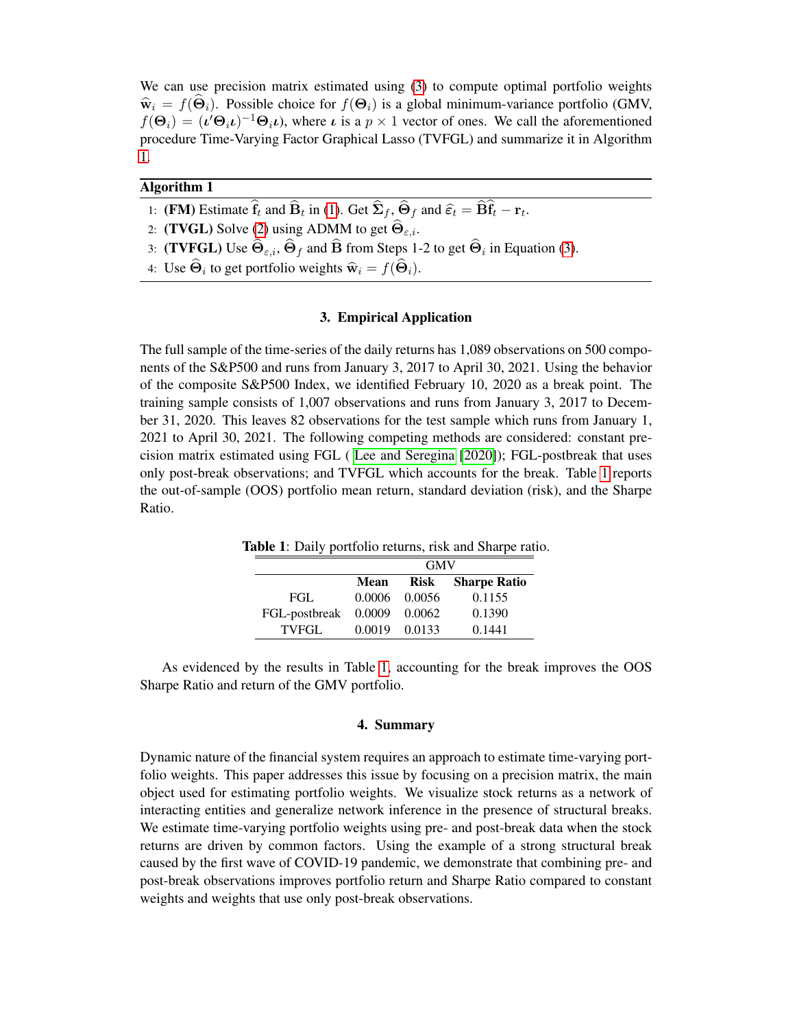We can use precision matrix estimated using (3) to compute optimal portfolio weights $\widehat{\mathbf{w}}_i = f(\widehat{\boldsymbol{\Theta}}_i)$. Possible choice for $f(\boldsymbol{\Theta}_i)$ is a global minimum-variance portfolio (GMV, $f(\boldsymbol{\Theta}_i) = (\boldsymbol{\iota}'\boldsymbol{\Theta}_i\boldsymbol{\iota})^{-1}\boldsymbol{\Theta}_i\boldsymbol{\iota}$), where $\boldsymbol{\iota}$ is a $p \times 1$ vector of ones. We call the aforementioned procedure Time-Varying Factor Graphical Lasso (TVFGL) and summarize it in Algorithm 1.

**Algorithm 1**

1: **(FM)** Estimate $\widehat{\mathbf{f}}_t$ and $\widehat{\mathbf{B}}_t$ in (1). Get $\widehat{\boldsymbol{\Sigma}}_f$, $\widehat{\boldsymbol{\Theta}}_f$ and $\widehat{\varepsilon}_t = \widehat{\mathbf{B}}\widehat{\mathbf{f}}_t - \mathbf{r}_t$.
2: **(TVGL)** Solve (2) using ADMM to get $\widehat{\boldsymbol{\Theta}}_{\varepsilon,i}$.
3: **(TVFGL)** Use $\widehat{\boldsymbol{\Theta}}_{\varepsilon,i}$, $\widehat{\boldsymbol{\Theta}}_f$ and $\widehat{\mathbf{B}}$ from Steps 1-2 to get $\widehat{\boldsymbol{\Theta}}_i$ in Equation (3).
4: Use $\widehat{\boldsymbol{\Theta}}_i$ to get portfolio weights $\widehat{\mathbf{w}}_i = f(\widehat{\boldsymbol{\Theta}}_i)$.

## 3. Empirical Application

The full sample of the time-series of the daily returns has 1,089 observations on 500 components of the S&P500 and runs from January 3, 2017 to April 30, 2021. Using the behavior of the composite S&P500 Index, we identified February 10, 2020 as a break point. The training sample consists of 1,007 observations and runs from January 3, 2017 to December 31, 2020. This leaves 82 observations for the test sample which runs from January 1, 2021 to April 30, 2021. The following competing methods are considered: constant precision matrix estimated using FGL ( Lee and Seregina [2020]); FGL-postbreak that uses only post-break observations; and TVFGL which accounts for the break. Table 1 reports the out-of-sample (OOS) portfolio mean return, standard deviation (risk), and the Sharpe Ratio.

**Table 1**: Daily portfolio returns, risk and Sharpe ratio.

| | GMV | | |
|---|---|---|---|
| | **Mean** | **Risk** | **Sharpe Ratio** |
| FGL | 0.0006 | 0.0056 | 0.1155 |
| FGL-postbreak | 0.0009 | 0.0062 | 0.1390 |
| TVFGL | 0.0019 | 0.0133 | 0.1441 |

As evidenced by the results in Table 1, accounting for the break improves the OOS Sharpe Ratio and return of the GMV portfolio.

## 4. Summary

Dynamic nature of the financial system requires an approach to estimate time-varying portfolio weights. This paper addresses this issue by focusing on a precision matrix, the main object used for estimating portfolio weights. We visualize stock returns as a network of interacting entities and generalize network inference in the presence of structural breaks. We estimate time-varying portfolio weights using pre- and post-break data when the stock returns are driven by common factors. Using the example of a strong structural break caused by the first wave of COVID-19 pandemic, we demonstrate that combining pre- and post-break observations improves portfolio return and Sharpe Ratio compared to constant weights and weights that use only post-break observations.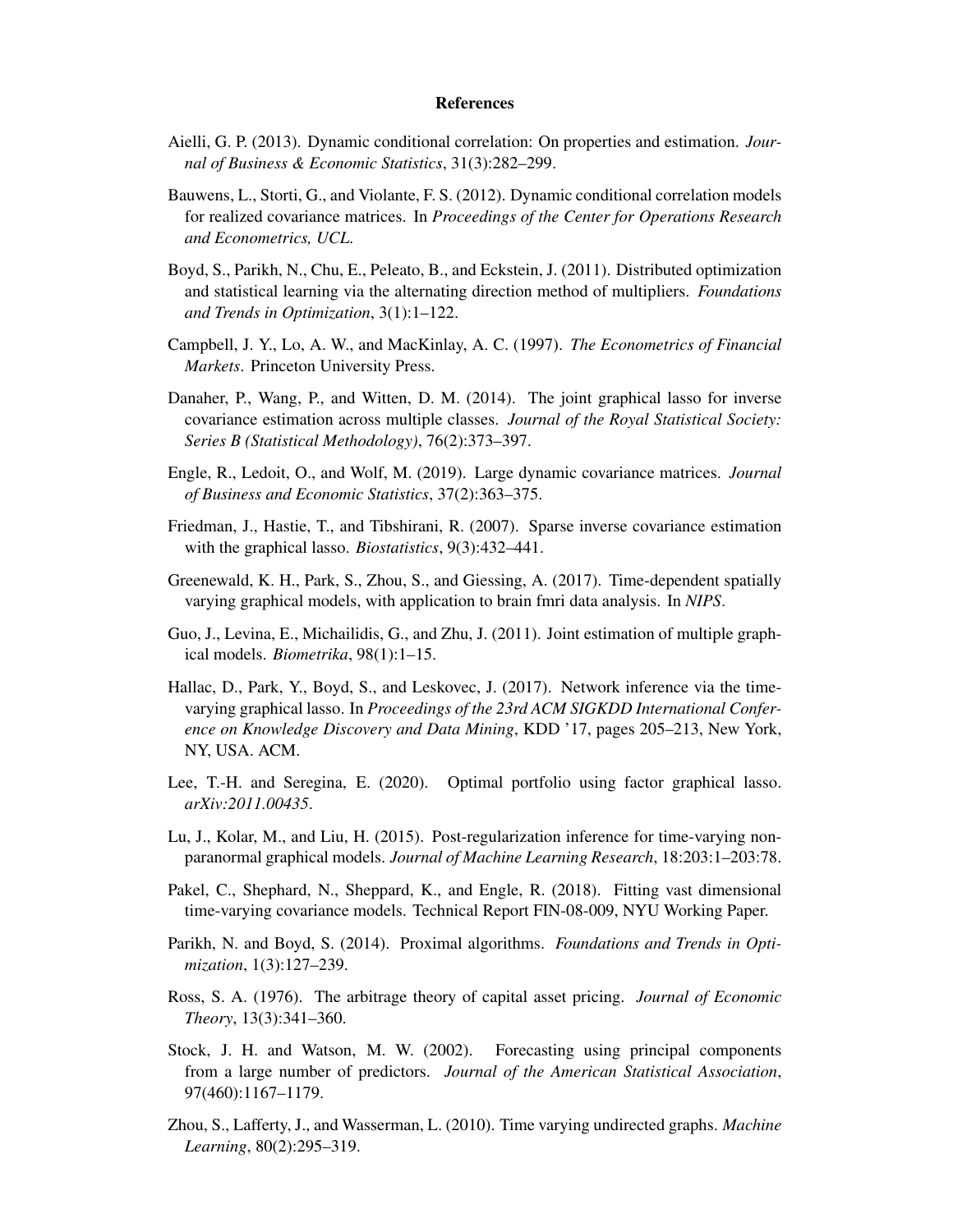# References

Aielli, G. P. (2013). Dynamic conditional correlation: On properties and estimation. *Journal of Business & Economic Statistics*, 31(3):282–299.

Bauwens, L., Storti, G., and Violante, F. S. (2012). Dynamic conditional correlation models for realized covariance matrices. In *Proceedings of the Center for Operations Research and Econometrics, UCL*.

Boyd, S., Parikh, N., Chu, E., Peleato, B., and Eckstein, J. (2011). Distributed optimization and statistical learning via the alternating direction method of multipliers. *Foundations and Trends in Optimization*, 3(1):1–122.

Campbell, J. Y., Lo, A. W., and MacKinlay, A. C. (1997). *The Econometrics of Financial Markets*. Princeton University Press.

Danaher, P., Wang, P., and Witten, D. M. (2014). The joint graphical lasso for inverse covariance estimation across multiple classes. *Journal of the Royal Statistical Society: Series B (Statistical Methodology)*, 76(2):373–397.

Engle, R., Ledoit, O., and Wolf, M. (2019). Large dynamic covariance matrices. *Journal of Business and Economic Statistics*, 37(2):363–375.

Friedman, J., Hastie, T., and Tibshirani, R. (2007). Sparse inverse covariance estimation with the graphical lasso. *Biostatistics*, 9(3):432–441.

Greenewald, K. H., Park, S., Zhou, S., and Giessing, A. (2017). Time-dependent spatially varying graphical models, with application to brain fmri data analysis. In *NIPS*.

Guo, J., Levina, E., Michailidis, G., and Zhu, J. (2011). Joint estimation of multiple graphical models. *Biometrika*, 98(1):1–15.

Hallac, D., Park, Y., Boyd, S., and Leskovec, J. (2017). Network inference via the time-varying graphical lasso. In *Proceedings of the 23rd ACM SIGKDD International Conference on Knowledge Discovery and Data Mining*, KDD '17, pages 205–213, New York, NY, USA. ACM.

Lee, T.-H. and Seregina, E. (2020). Optimal portfolio using factor graphical lasso. *arXiv:2011.00435*.

Lu, J., Kolar, M., and Liu, H. (2015). Post-regularization inference for time-varying nonparanormal graphical models. *Journal of Machine Learning Research*, 18:203:1–203:78.

Pakel, C., Shephard, N., Sheppard, K., and Engle, R. (2018). Fitting vast dimensional time-varying covariance models. Technical Report FIN-08-009, NYU Working Paper.

Parikh, N. and Boyd, S. (2014). Proximal algorithms. *Foundations and Trends in Optimization*, 1(3):127–239.

Ross, S. A. (1976). The arbitrage theory of capital asset pricing. *Journal of Economic Theory*, 13(3):341–360.

Stock, J. H. and Watson, M. W. (2002). Forecasting using principal components from a large number of predictors. *Journal of the American Statistical Association*, 97(460):1167–1179.

Zhou, S., Lafferty, J., and Wasserman, L. (2010). Time varying undirected graphs. *Machine Learning*, 80(2):295–319.